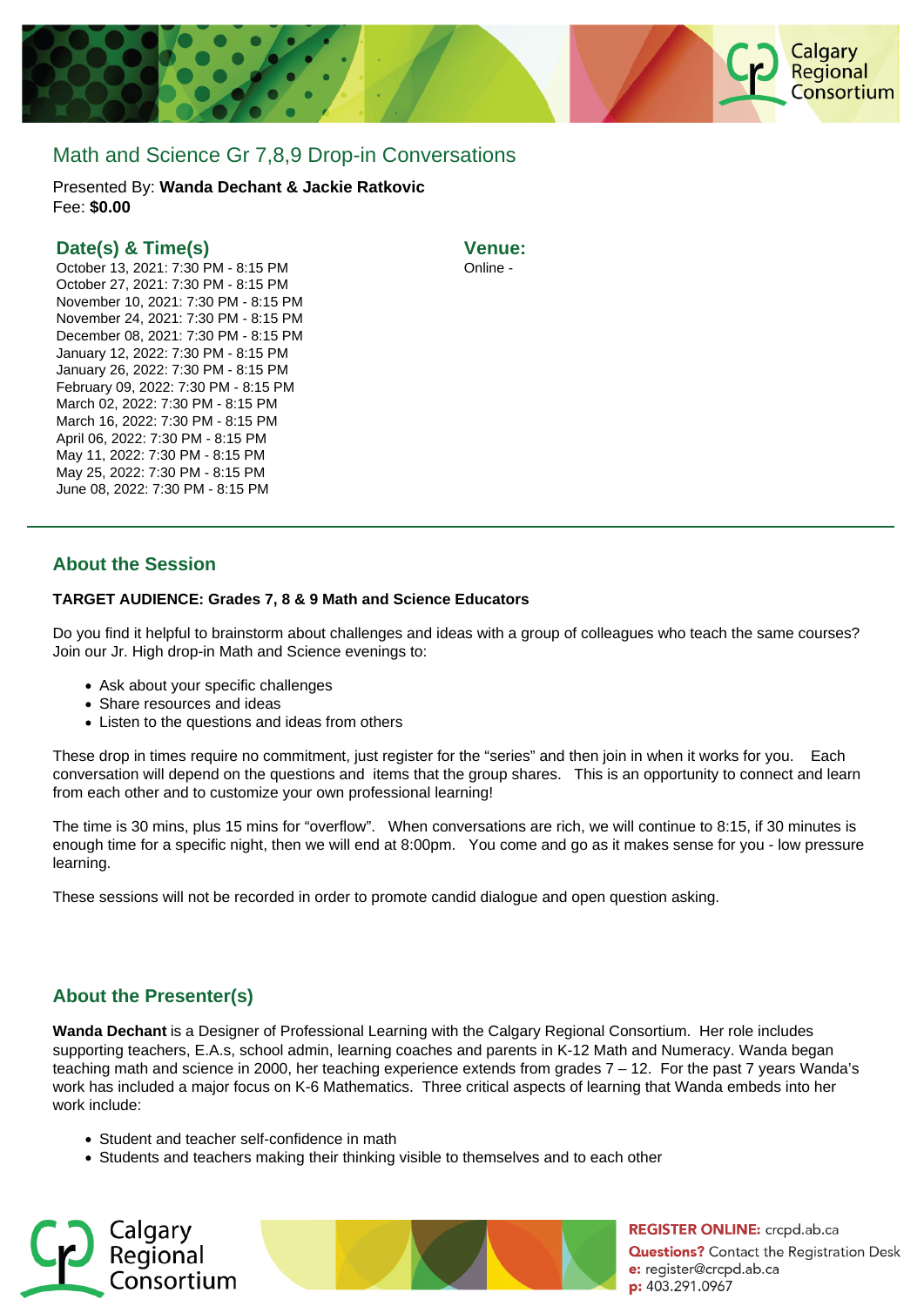# Math and Science Gr 7,8,9 Drop-in Conversations

Presented By: **Wanda Dechant & Jackie Ratkovic**
Fee: **$0.00**

## Date(s) & Time(s)

October 13, 2021: 7:30 PM - 8:15 PM
October 27, 2021: 7:30 PM - 8:15 PM
November 10, 2021: 7:30 PM - 8:15 PM
November 24, 2021: 7:30 PM - 8:15 PM
December 08, 2021: 7:30 PM - 8:15 PM
January 12, 2022: 7:30 PM - 8:15 PM
January 26, 2022: 7:30 PM - 8:15 PM
February 09, 2022: 7:30 PM - 8:15 PM
March 02, 2022: 7:30 PM - 8:15 PM
March 16, 2022: 7:30 PM - 8:15 PM
April 06, 2022: 7:30 PM - 8:15 PM
May 11, 2022: 7:30 PM - 8:15 PM
May 25, 2022: 7:30 PM - 8:15 PM
June 08, 2022: 7:30 PM - 8:15 PM

## Venue:

Online -

## About the Session

**TARGET AUDIENCE: Grades 7, 8 & 9 Math and Science Educators**

Do you find it helpful to brainstorm about challenges and ideas with a group of colleagues who teach the same courses? Join our Jr. High drop-in Math and Science evenings to:

- Ask about your specific challenges
- Share resources and ideas
- Listen to the questions and ideas from others

These drop in times require no commitment, just register for the "series" and then join in when it works for you. Each conversation will depend on the questions and items that the group shares. This is an opportunity to connect and learn from each other and to customize your own professional learning!

The time is 30 mins, plus 15 mins for "overflow". When conversations are rich, we will continue to 8:15, if 30 minutes is enough time for a specific night, then we will end at 8:00pm. You come and go as it makes sense for you - low pressure learning.

These sessions will not be recorded in order to promote candid dialogue and open question asking.

## About the Presenter(s)

**Wanda Dechant** is a Designer of Professional Learning with the Calgary Regional Consortium. Her role includes supporting teachers, E.A.s, school admin, learning coaches and parents in K-12 Math and Numeracy. Wanda began teaching math and science in 2000, her teaching experience extends from grades 7 – 12. For the past 7 years Wanda's work has included a major focus on K-6 Mathematics. Three critical aspects of learning that Wanda embeds into her work include:

- Student and teacher self-confidence in math
- Students and teachers making their thinking visible to themselves and to each other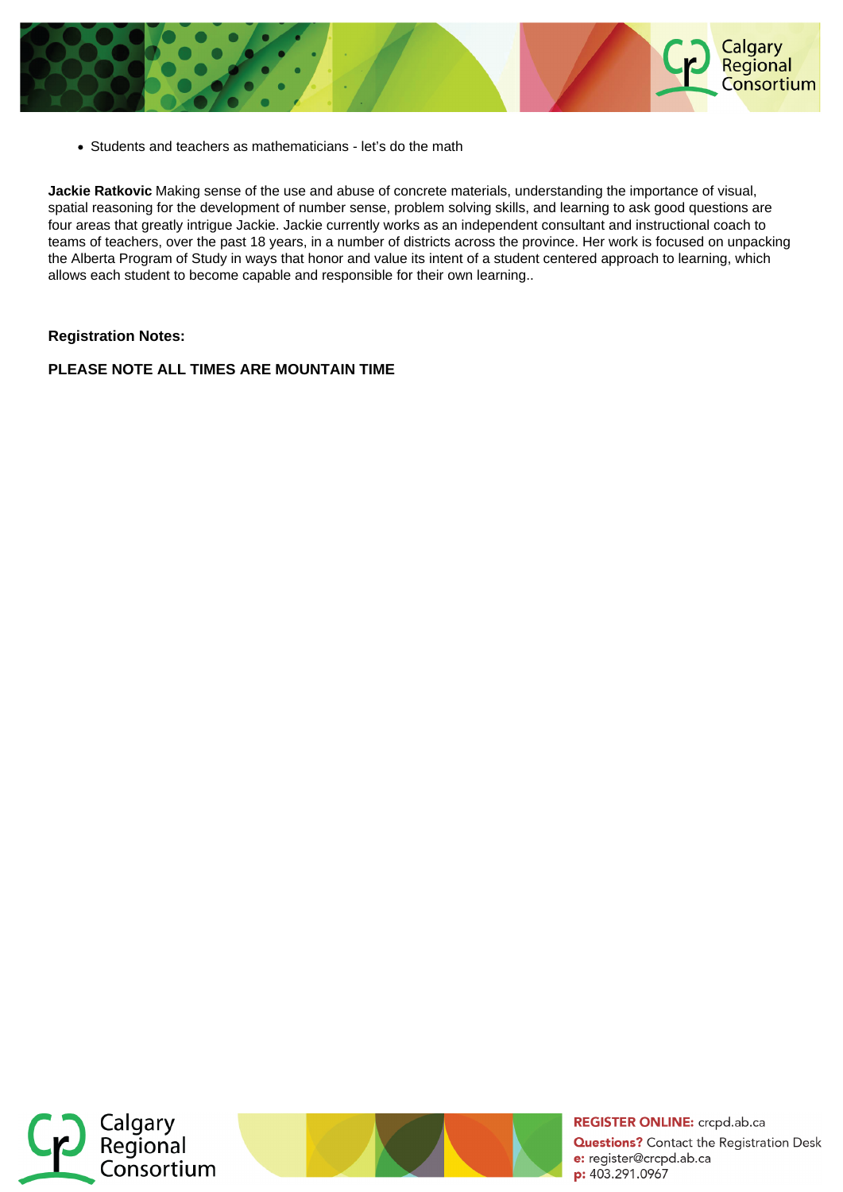- Students and teachers as mathematicians - let's do the math

**Jackie Ratkovic** Making sense of the use and abuse of concrete materials, understanding the importance of visual, spatial reasoning for the development of number sense, problem solving skills, and learning to ask good questions are four areas that greatly intrigue Jackie. Jackie currently works as an independent consultant and instructional coach to teams of teachers, over the past 18 years, in a number of districts across the province. Her work is focused on unpacking the Alberta Program of Study in ways that honor and value its intent of a student centered approach to learning, which allows each student to become capable and responsible for their own learning..

**Registration Notes:**

**PLEASE NOTE ALL TIMES ARE MOUNTAIN TIME**

**REGISTER ONLINE:** crcpd.ab.ca
**Questions?** Contact the Registration Desk
**e:** register@crcpd.ab.ca
**p:** 403.291.0967